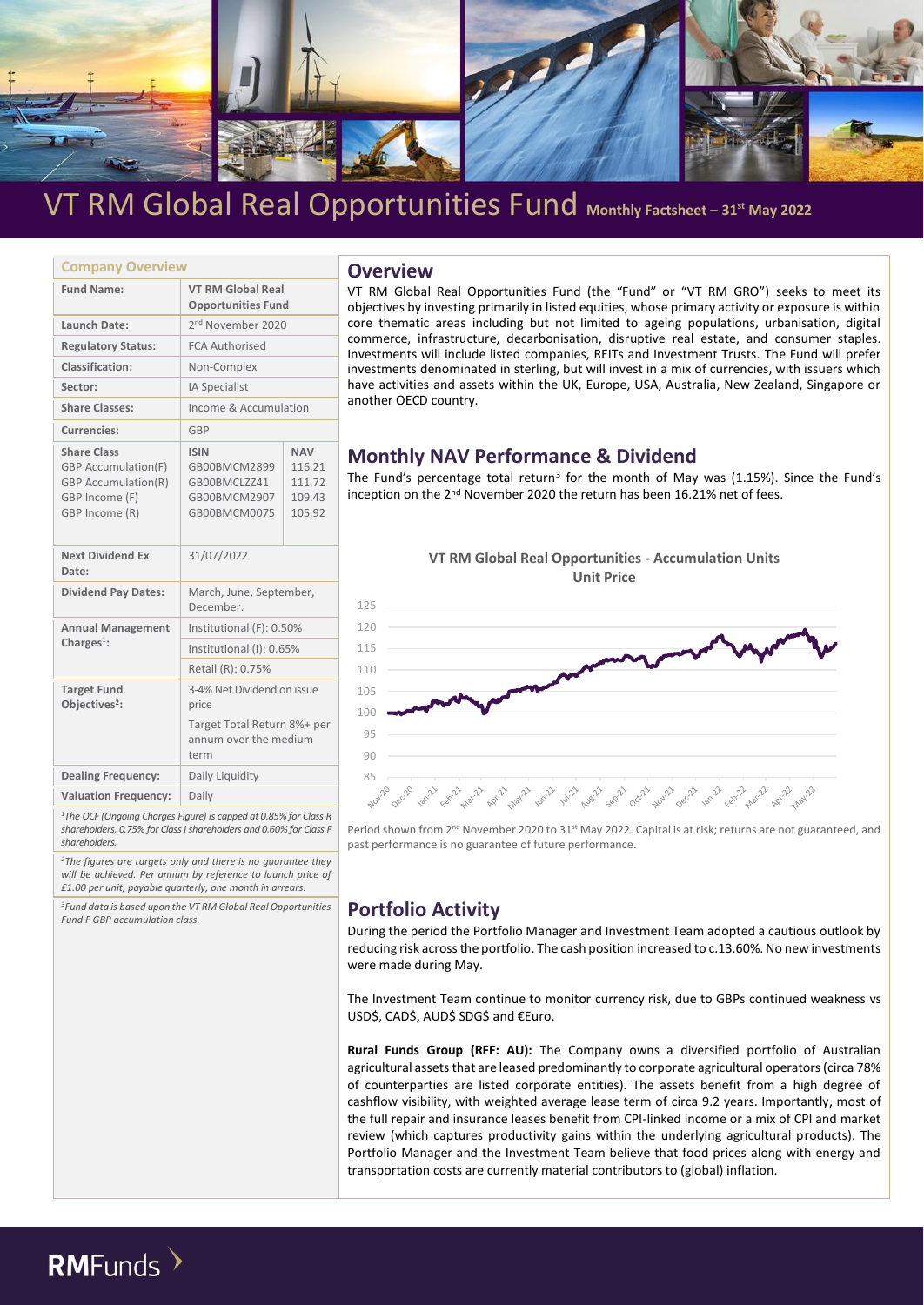# VT RM Global Real Opportunities Fund Monthly Factsheet – 31st May 2022

## Company Overview

| Company Overview | | |
|---|---|---|
| **Fund Name:** | **VT RM Global Real Opportunities Fund** | |
| **Launch Date:** | 2nd November 2020 | |
| **Regulatory Status:** | FCA Authorised | |
| **Classification:** | Non-Complex | |
| **Sector:** | IA Specialist | |
| **Share Classes:** | Income & Accumulation | |
| **Currencies:** | GBP | |
| **Share Class** | **ISIN** | **NAV** |
| GBP Accumulation(F) | GB00BMCM2899 | 116.21 |
| GBP Accumulation(R) | GB00BMCLZZ41 | 111.72 |
| GBP Income (F) | GB00BMCM2907 | 109.43 |
| GBP Income (R) | GB00BMCM0075 | 105.92 |
| **Next Dividend Ex Date:** | 31/07/2022 | |
| **Dividend Pay Dates:** | March, June, September, December. | |
| **Annual Management Charges[1]:** | Institutional (F): 0.50% | |
| | Institutional (I): 0.65% | |
| | Retail (R): 0.75% | |
| **Target Fund Objectives[2]:** | 3-4% Net Dividend on issue price | |
| | Target Total Return 8%+ per annum over the medium term | |
| **Dealing Frequency:** | Daily Liquidity | |
| **Valuation Frequency:** | Daily | |

*[1]The OCF (Ongoing Charges Figure) is capped at 0.85% for Class R shareholders, 0.75% for Class I shareholders and 0.60% for Class F shareholders.*

*[2]The figures are targets only and there is no guarantee they will be achieved. Per annum by reference to launch price of £1.00 per unit, payable quarterly, one month in arrears.*

*[3]Fund data is based upon the VT RM Global Real Opportunities Fund F GBP accumulation class.*

## Overview

VT RM Global Real Opportunities Fund (the "Fund" or "VT RM GRO") seeks to meet its objectives by investing primarily in listed equities, whose primary activity or exposure is within core thematic areas including but not limited to ageing populations, urbanisation, digital commerce, infrastructure, decarbonisation, disruptive real estate, and consumer staples. Investments will include listed companies, REITs and Investment Trusts. The Fund will prefer investments denominated in sterling, but will invest in a mix of currencies, with issuers which have activities and assets within the UK, Europe, USA, Australia, New Zealand, Singapore or another OECD country.

## Monthly NAV Performance & Dividend

The Fund's percentage total return[3] for the month of May was (1.15%). Since the Fund's inception on the 2nd November 2020 the return has been 16.21% net of fees.

**VT RM Global Real Opportunities - Accumulation Units Unit Price**

Period shown from 2nd November 2020 to 31st May 2022. Capital is at risk; returns are not guaranteed, and past performance is no guarantee of future performance.

## Portfolio Activity

During the period the Portfolio Manager and Investment Team adopted a cautious outlook by reducing risk across the portfolio. The cash position increased to c.13.60%. No new investments were made during May.

The Investment Team continue to monitor currency risk, due to GBPs continued weakness vs USD$, CAD$, AUD$ SDG$ and €Euro.

**Rural Funds Group (RFF: AU):** The Company owns a diversified portfolio of Australian agricultural assets that are leased predominantly to corporate agricultural operators (circa 78% of counterparties are listed corporate entities). The assets benefit from a high degree of cashflow visibility, with weighted average lease term of circa 9.2 years. Importantly, most of the full repair and insurance leases benefit from CPI-linked income or a mix of CPI and market review (which captures productivity gains within the underlying agricultural products). The Portfolio Manager and the Investment Team believe that food prices along with energy and transportation costs are currently material contributors to (global) inflation.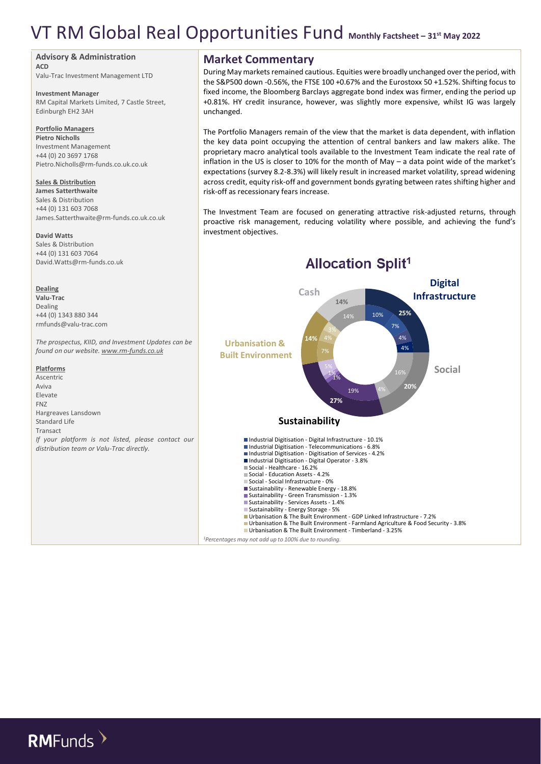# VT RM Global Real Opportunities Fund Monthly Factsheet – 31st May 2022

**Advisory & Administration**

**ACD**
Valu-Trac Investment Management LTD

**Investment Manager**
RM Capital Markets Limited, 7 Castle Street, Edinburgh EH2 3AH

**Portfolio Managers**

**Pietro Nicholls**
Investment Management
+44 (0) 20 3697 1768
Pietro.Nicholls@rm-funds.co.uk.co.uk

**Sales & Distribution**

**James Satterthwaite**
Sales & Distribution
+44 (0) 131 603 7068
James.Satterthwaite@rm-funds.co.uk.co.uk

**David Watts**
Sales & Distribution
+44 (0) 131 603 7064
David.Watts@rm-funds.co.uk

**Dealing**

**Valu-Trac**
Dealing
+44 (0) 1343 880 344
rmfunds@valu-trac.com

*The prospectus, KIID, and Investment Updates can be found on our website. www.rm-funds.co.uk*

**Platforms**

Ascentric
Aviva
Elevate
FNZ
Hargreaves Lansdown
Standard Life
Transact

*If your platform is not listed, please contact our distribution team or Valu-Trac directly.*

## Market Commentary

During May markets remained cautious. Equities were broadly unchanged over the period, with the S&P500 down -0.56%, the FTSE 100 +0.67% and the Eurostoxx 50 +1.52%. Shifting focus to fixed income, the Bloomberg Barclays aggregate bond index was firmer, ending the period up +0.81%. HY credit insurance, however, was slightly more expensive, whilst IG was largely unchanged.

The Portfolio Managers remain of the view that the market is data dependent, with inflation the key data point occupying the attention of central bankers and law makers alike. The proprietary macro analytical tools available to the Investment Team indicate the real rate of inflation in the US is closer to 10% for the month of May – a data point wide of the market's expectations (survey 8.2-8.3%) will likely result in increased market volatility, spread widening across credit, equity risk-off and government bonds gyrating between rates shifting higher and risk-off as recessionary fears increase.

The Investment Team are focused on generating attractive risk-adjusted returns, through proactive risk management, reducing volatility where possible, and achieving the fund's investment objectives.

## Allocation Split[1]

| Category | Allocation |
|---|---|
| Digital Infrastructure | 25% |
| Social | 20% |
| Sustainability | 27% |
| Urbanisation & Built Environment | 14% |
| Cash | 14% |

- Industrial Digitisation - Digital Infrastructure - 10.1%
- Industrial Digitisation - Telecommunications - 6.8%
- Industrial Digitisation - Digitisation of Services - 4.2%
- Industrial Digitisation - Digital Operator - 3.8%
- Social - Healthcare - 16.2%
- Social - Education Assets - 4.2%
- Social - Social Infrastructure - 0%
- Sustainability - Renewable Energy - 18.8%
- Sustainability - Green Transmission - 1.3%
- Sustainability - Services Assets - 1.4%
- Sustainability - Energy Storage - 5%
- Urbanisation & The Built Environment - GDP Linked Infrastructure - 7.2%
- Urbanisation & The Built Environment - Farmland Agriculture & Food Security - 3.8%
- Urbanisation & The Built Environment - Timberland - 3.25%

*[1]Percentages may not add up to 100% due to rounding.*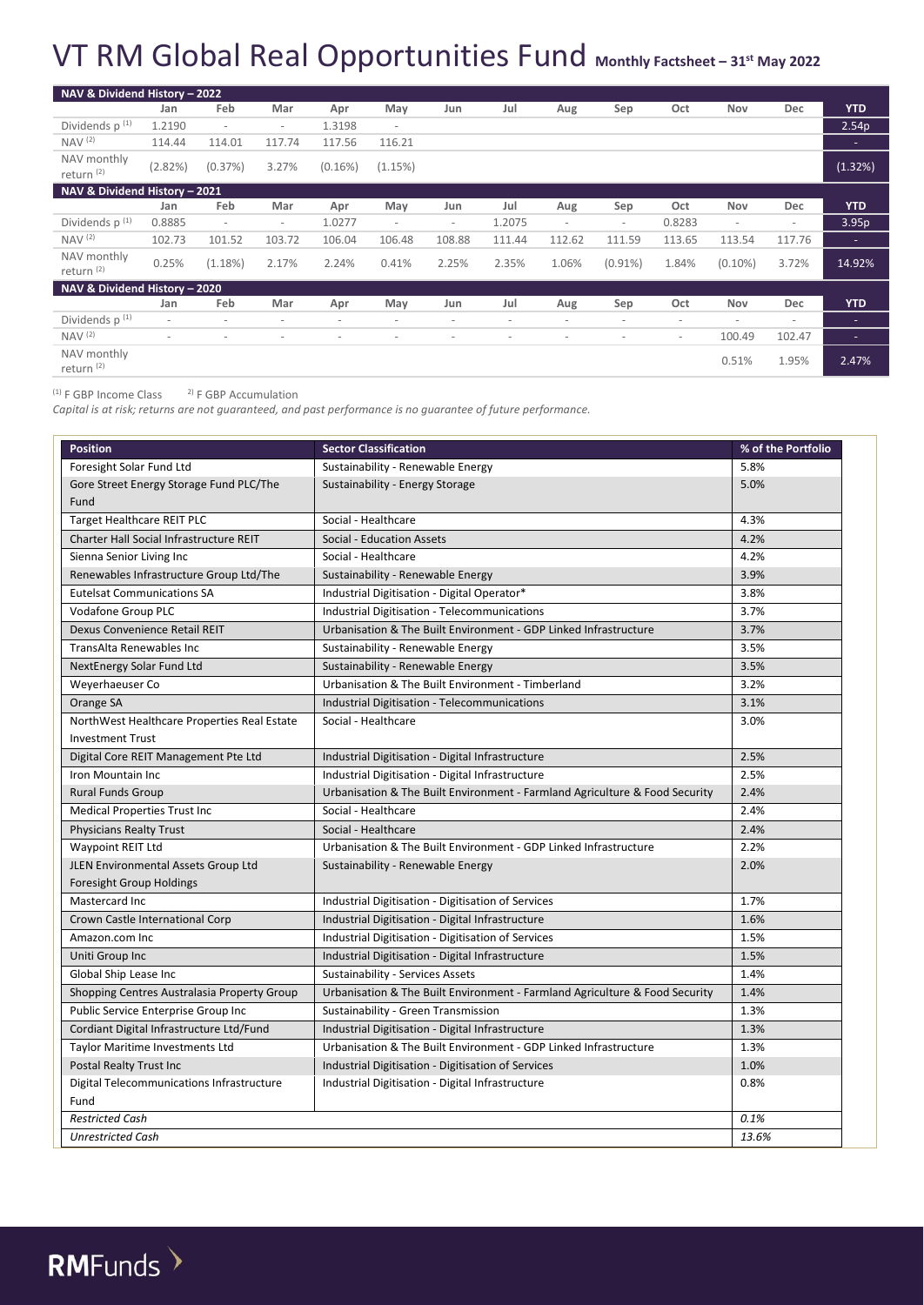# VT RM Global Real Opportunities Fund Monthly Factsheet – 31st May 2022

| NAV & Dividend History – 2022 | Jan | Feb | Mar | Apr | May | Jun | Jul | Aug | Sep | Oct | Nov | Dec | YTD |
|---|---|---|---|---|---|---|---|---|---|---|---|---|---|
| Dividends p [1] | 1.2190 | - | - | 1.3198 | - | | | | | | | | 2.54p |
| NAV [2] | 114.44 | 114.01 | 117.74 | 117.56 | 116.21 | | | | | | | | - |
| NAV monthly return [2] | (2.82%) | (0.37%) | 3.27% | (0.16%) | (1.15%) | | | | | | | | (1.32%) |

| NAV & Dividend History – 2021 | Jan | Feb | Mar | Apr | May | Jun | Jul | Aug | Sep | Oct | Nov | Dec | YTD |
|---|---|---|---|---|---|---|---|---|---|---|---|---|---|
| Dividends p [1] | 0.8885 | - | - | 1.0277 | - | - | 1.2075 | - | - | 0.8283 | - | - | 3.95p |
| NAV [2] | 102.73 | 101.52 | 103.72 | 106.04 | 106.48 | 108.88 | 111.44 | 112.62 | 111.59 | 113.65 | 113.54 | 117.76 | - |
| NAV monthly return [2] | 0.25% | (1.18%) | 2.17% | 2.24% | 0.41% | 2.25% | 2.35% | 1.06% | (0.91%) | 1.84% | (0.10%) | 3.72% | 14.92% |

| NAV & Dividend History – 2020 | Jan | Feb | Mar | Apr | May | Jun | Jul | Aug | Sep | Oct | Nov | Dec | YTD |
|---|---|---|---|---|---|---|---|---|---|---|---|---|---|
| Dividends p [1] | - | - | - | - | - | - | - | - | - | - | - | - | - |
| NAV [2] | - | - | - | - | - | - | - | - | - | - | 100.49 | 102.47 | - |
| NAV monthly return [2] | | | | | | | | | | | 0.51% | 1.95% | 2.47% |

[1] F GBP Income Class [2] F GBP Accumulation

*Capital is at risk; returns are not guaranteed, and past performance is no guarantee of future performance.*

| Position | Sector Classification | % of the Portfolio |
|---|---|---|
| Foresight Solar Fund Ltd | Sustainability - Renewable Energy | 5.8% |
| Gore Street Energy Storage Fund PLC/The Fund | Sustainability - Energy Storage | 5.0% |
| Target Healthcare REIT PLC | Social - Healthcare | 4.3% |
| Charter Hall Social Infrastructure REIT | Social - Education Assets | 4.2% |
| Sienna Senior Living Inc | Social - Healthcare | 4.2% |
| Renewables Infrastructure Group Ltd/The | Sustainability - Renewable Energy | 3.9% |
| Eutelsat Communications SA | Industrial Digitisation - Digital Operator* | 3.8% |
| Vodafone Group PLC | Industrial Digitisation - Telecommunications | 3.7% |
| Dexus Convenience Retail REIT | Urbanisation & The Built Environment - GDP Linked Infrastructure | 3.7% |
| TransAlta Renewables Inc | Sustainability - Renewable Energy | 3.5% |
| NextEnergy Solar Fund Ltd | Sustainability - Renewable Energy | 3.5% |
| Weyerhaeuser Co | Urbanisation & The Built Environment - Timberland | 3.2% |
| Orange SA | Industrial Digitisation - Telecommunications | 3.1% |
| NorthWest Healthcare Properties Real Estate Investment Trust | Social - Healthcare | 3.0% |
| Digital Core REIT Management Pte Ltd | Industrial Digitisation - Digital Infrastructure | 2.5% |
| Iron Mountain Inc | Industrial Digitisation - Digital Infrastructure | 2.5% |
| Rural Funds Group | Urbanisation & The Built Environment - Farmland Agriculture & Food Security | 2.4% |
| Medical Properties Trust Inc | Social - Healthcare | 2.4% |
| Physicians Realty Trust | Social - Healthcare | 2.4% |
| Waypoint REIT Ltd | Urbanisation & The Built Environment - GDP Linked Infrastructure | 2.2% |
| JLEN Environmental Assets Group Ltd Foresight Group Holdings | Sustainability - Renewable Energy | 2.0% |
| Mastercard Inc | Industrial Digitisation - Digitisation of Services | 1.7% |
| Crown Castle International Corp | Industrial Digitisation - Digital Infrastructure | 1.6% |
| Amazon.com Inc | Industrial Digitisation - Digitisation of Services | 1.5% |
| Uniti Group Inc | Industrial Digitisation - Digital Infrastructure | 1.5% |
| Global Ship Lease Inc | Sustainability - Services Assets | 1.4% |
| Shopping Centres Australasia Property Group | Urbanisation & The Built Environment - Farmland Agriculture & Food Security | 1.4% |
| Public Service Enterprise Group Inc | Sustainability - Green Transmission | 1.3% |
| Cordiant Digital Infrastructure Ltd/Fund | Industrial Digitisation - Digital Infrastructure | 1.3% |
| Taylor Maritime Investments Ltd | Urbanisation & The Built Environment - GDP Linked Infrastructure | 1.3% |
| Postal Realty Trust Inc | Industrial Digitisation - Digitisation of Services | 1.0% |
| Digital Telecommunications Infrastructure Fund | Industrial Digitisation - Digital Infrastructure | 0.8% |
| *Restricted Cash* | | *0.1%* |
| *Unrestricted Cash* | | *13.6%* |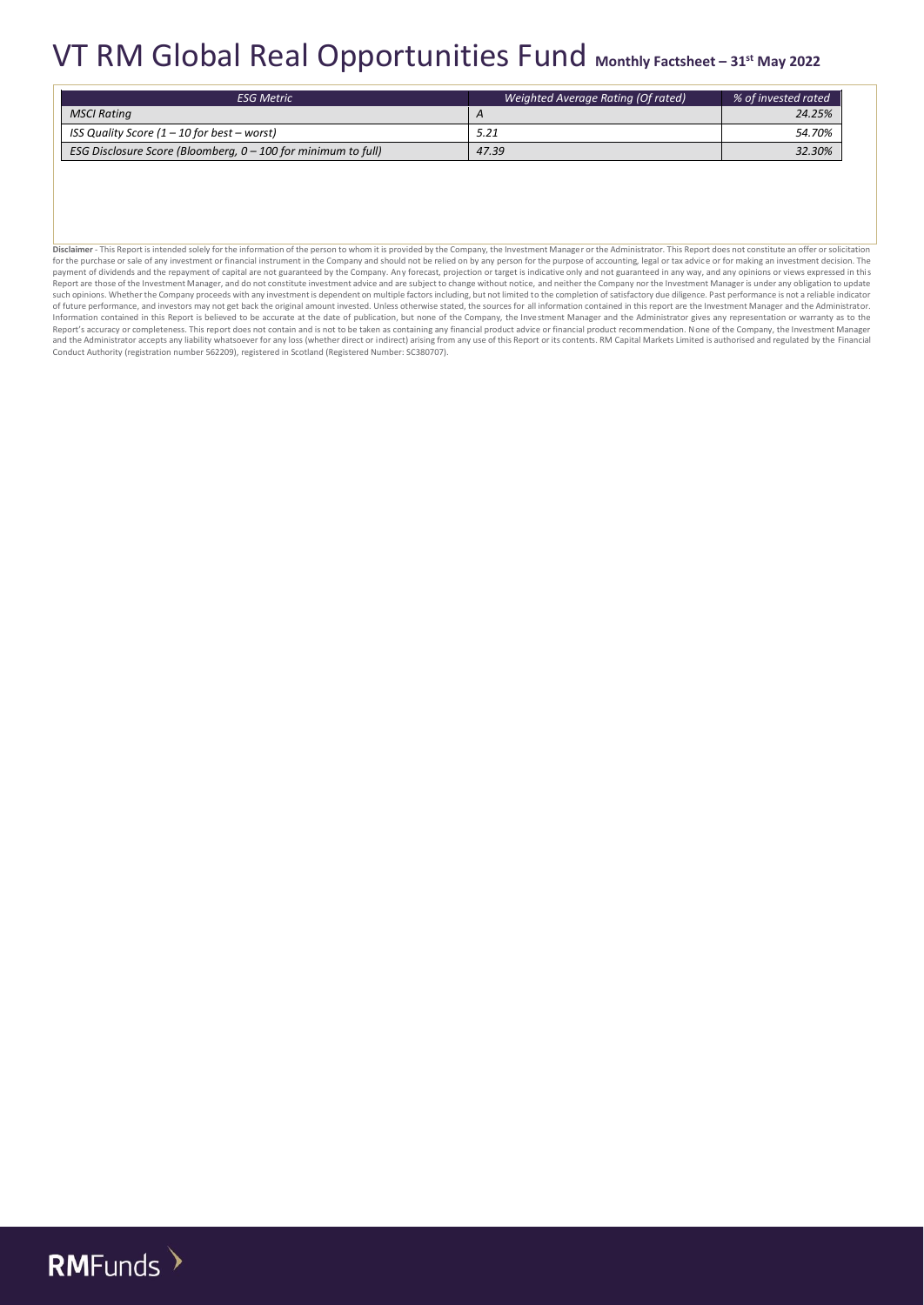# VT RM Global Real Opportunities Fund Monthly Factsheet – 31st May 2022

| *ESG Metric* | *Weighted Average Rating (Of rated)* | *% of invested rated* |
|---|---|---|
| *MSCI Rating* | *A* | *24.25%* |
| *ISS Quality Score (1 – 10 for best – worst)* | *5.21* | *54.70%* |
| *ESG Disclosure Score (Bloomberg, 0 – 100 for minimum to full)* | *47.39* | *32.30%* |

**Disclaimer** - This Report is intended solely for the information of the person to whom it is provided by the Company, the Investment Manager or the Administrator. This Report does not constitute an offer or solicitation for the purchase or sale of any investment or financial instrument in the Company and should not be relied on by any person for the purpose of accounting, legal or tax advice or for making an investment decision. The payment of dividends and the repayment of capital are not guaranteed by the Company. Any forecast, projection or target is indicative only and not guaranteed in any way, and any opinions or views expressed in this Report are those of the Investment Manager, and do not constitute investment advice and are subject to change without notice, and neither the Company nor the Investment Manager is under any obligation to update such opinions. Whether the Company proceeds with any investment is dependent on multiple factors including, but not limited to the completion of satisfactory due diligence. Past performance is not a reliable indicator of future performance, and investors may not get back the original amount invested. Unless otherwise stated, the sources for all information contained in this report are the Investment Manager and the Administrator. Information contained in this Report is believed to be accurate at the date of publication, but none of the Company, the Investment Manager and the Administrator gives any representation or warranty as to the Report's accuracy or completeness. This report does not contain and is not to be taken as containing any financial product advice or financial product recommendation. None of the Company, the Investment Manager and the Administrator accepts any liability whatsoever for any loss (whether direct or indirect) arising from any use of this Report or its contents. RM Capital Markets Limited is authorised and regulated by the Financial Conduct Authority (registration number 562209), registered in Scotland (Registered Number: SC380707).

RMFunds